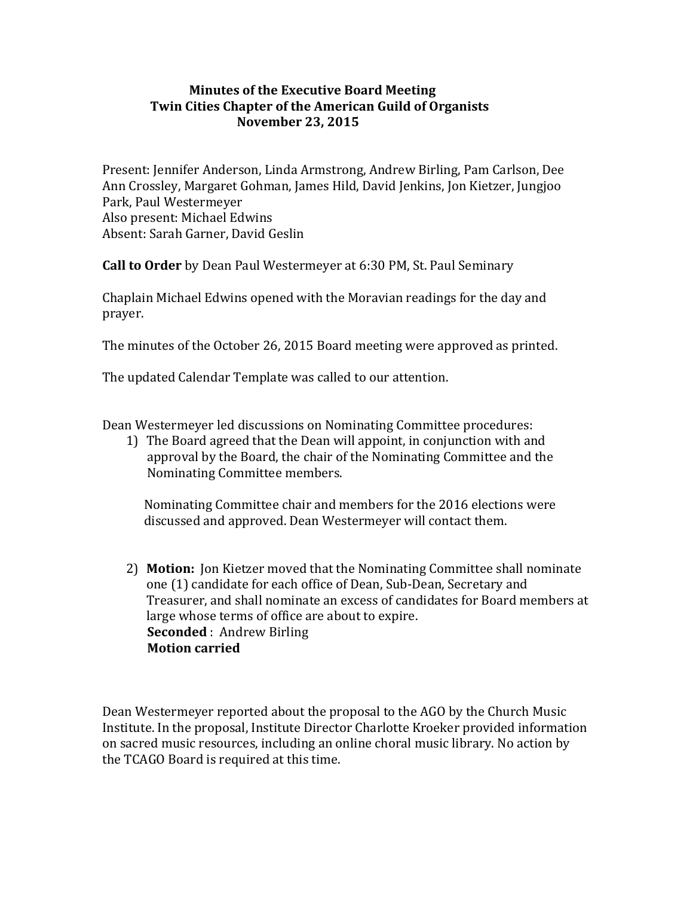# Minutes of the Executive Board Meeting
## Twin Cities Chapter of the American Guild of Organists
### November 23, 2015

Present: Jennifer Anderson, Linda Armstrong, Andrew Birling, Pam Carlson, Dee Ann Crossley, Margaret Gohman, James Hild, David Jenkins, Jon Kietzer, Jungjoo Park, Paul Westermeyer
Also present: Michael Edwins
Absent: Sarah Garner, David Geslin

**Call to Order** by Dean Paul Westermeyer at 6:30 PM, St. Paul Seminary

Chaplain Michael Edwins opened with the Moravian readings for the day and prayer.

The minutes of the October 26, 2015 Board meeting were approved as printed.

The updated Calendar Template was called to our attention.

Dean Westermeyer led discussions on Nominating Committee procedures:

1) The Board agreed that the Dean will appoint, in conjunction with and approval by the Board, the chair of the Nominating Committee and the Nominating Committee members.

   Nominating Committee chair and members for the 2016 elections were discussed and approved. Dean Westermeyer will contact them.

2) **Motion:** Jon Kietzer moved that the Nominating Committee shall nominate one (1) candidate for each office of Dean, Sub-Dean, Secretary and Treasurer, and shall nominate an excess of candidates for Board members at large whose terms of office are about to expire.
   **Seconded** : Andrew Birling
   **Motion carried**

Dean Westermeyer reported about the proposal to the AGO by the Church Music Institute. In the proposal, Institute Director Charlotte Kroeker provided information on sacred music resources, including an online choral music library. No action by the TCAGO Board is required at this time.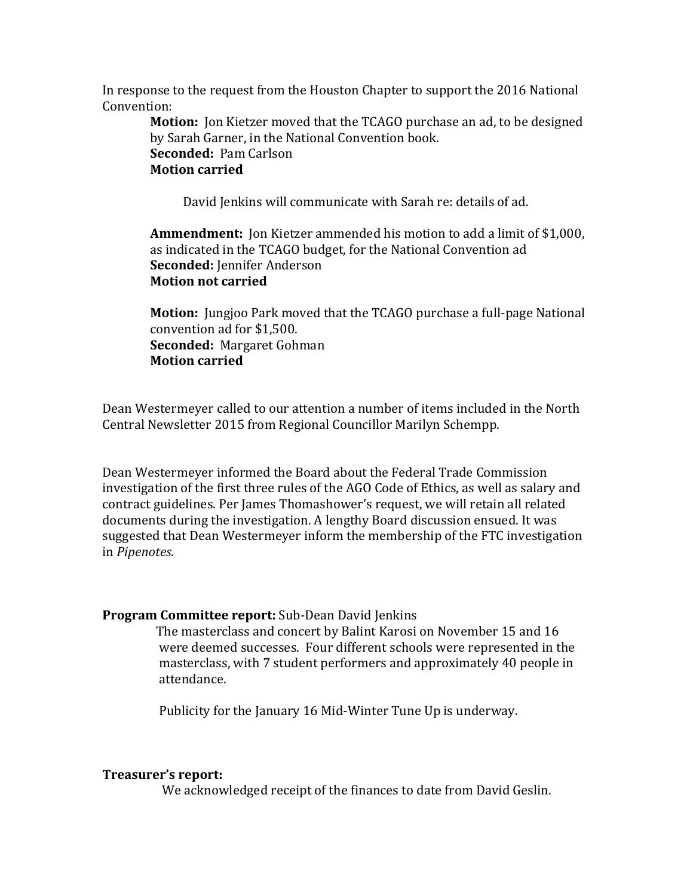In response to the request from the Houston Chapter to support the 2016 National Convention:

> **Motion:** Jon Kietzer moved that the TCAGO purchase an ad, to be designed by Sarah Garner, in the National Convention book.
> **Seconded:** Pam Carlson
> **Motion carried**
>
> David Jenkins will communicate with Sarah re: details of ad.
>
> **Ammendment:** Jon Kietzer ammended his motion to add a limit of $1,000, as indicated in the TCAGO budget, for the National Convention ad
> **Seconded:** Jennifer Anderson
> **Motion not carried**
>
> **Motion:** Jungjoo Park moved that the TCAGO purchase a full-page National convention ad for $1,500.
> **Seconded:** Margaret Gohman
> **Motion carried**

Dean Westermeyer called to our attention a number of items included in the North Central Newsletter 2015 from Regional Councillor Marilyn Schempp.

Dean Westermeyer informed the Board about the Federal Trade Commission investigation of the first three rules of the AGO Code of Ethics, as well as salary and contract guidelines. Per James Thomashower's request, we will retain all related documents during the investigation. A lengthy Board discussion ensued. It was suggested that Dean Westermeyer inform the membership of the FTC investigation in *Pipenotes.*

**Program Committee report:** Sub-Dean David Jenkins

> The masterclass and concert by Balint Karosi on November 15 and 16 were deemed successes. Four different schools were represented in the masterclass, with 7 student performers and approximately 40 people in attendance.
>
> Publicity for the January 16 Mid-Winter Tune Up is underway.

**Treasurer's report:**

> We acknowledged receipt of the finances to date from David Geslin.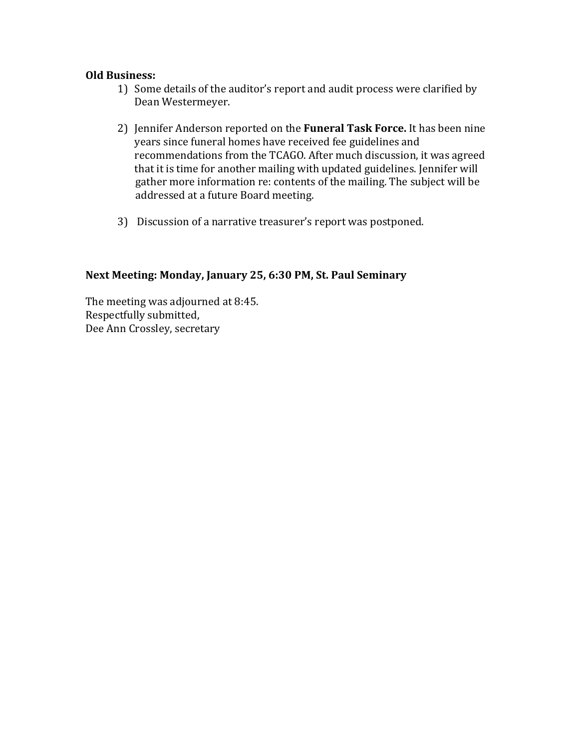**Old Business:**

1) Some details of the auditor's report and audit process were clarified by Dean Westermeyer.

2) Jennifer Anderson reported on the **Funeral Task Force.** It has been nine years since funeral homes have received fee guidelines and recommendations from the TCAGO. After much discussion, it was agreed that it is time for another mailing with updated guidelines. Jennifer will gather more information re: contents of the mailing. The subject will be addressed at a future Board meeting.

3) Discussion of a narrative treasurer's report was postponed.

**Next Meeting: Monday, January 25, 6:30 PM, St. Paul Seminary**

The meeting was adjourned at 8:45.
Respectfully submitted,
Dee Ann Crossley, secretary